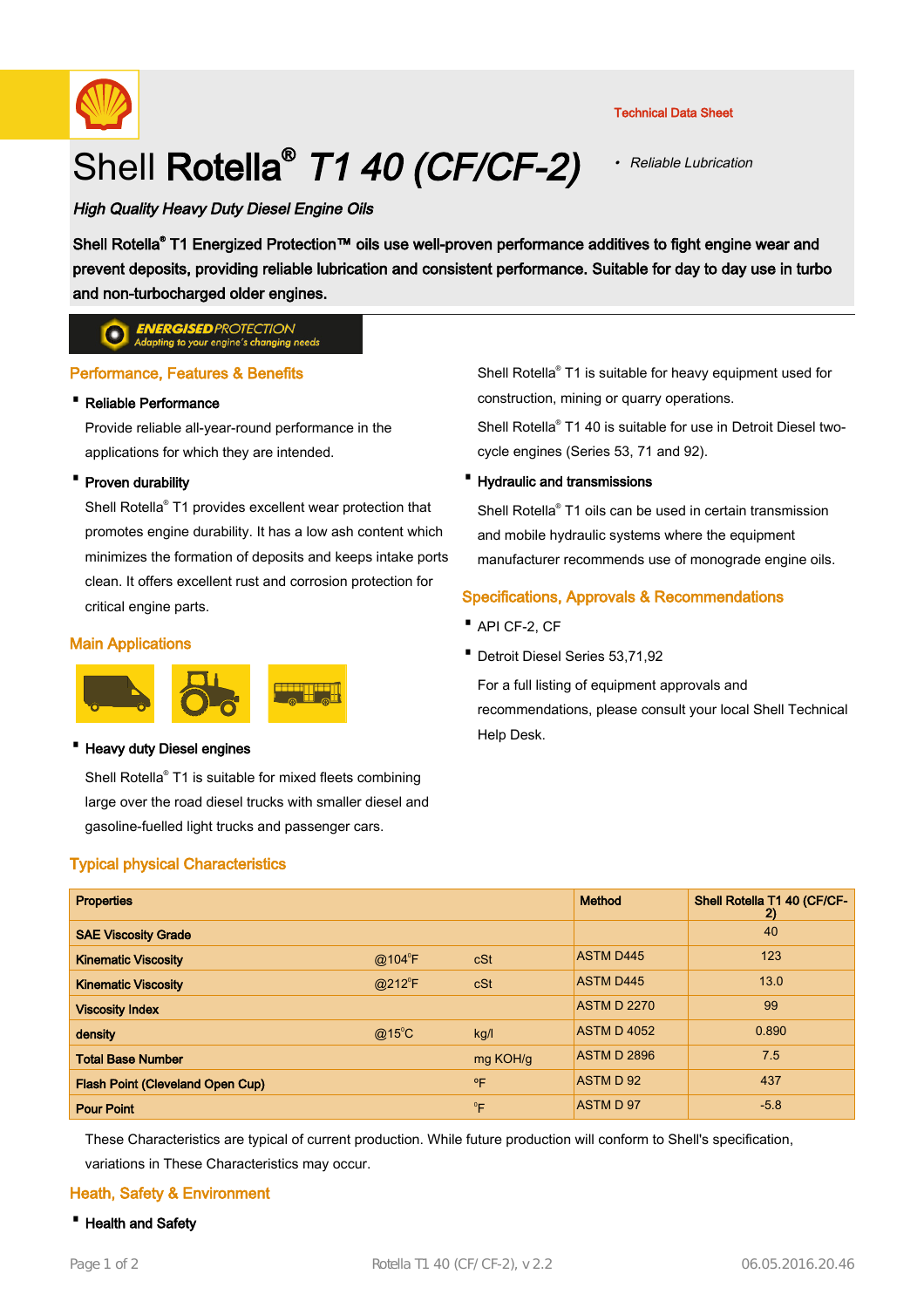Technical Data Sheet

- *Reliable Lubrication*

# Shell **Rotella®** *T1 40 (CF/CF-2)*

***High Quality Heavy Duty Diesel Engine Oils***

**Shell Rotella® T1 Energized Protection™ oils use well-proven performance additives to fight engine wear and prevent deposits, providing reliable lubrication and consistent performance. Suitable for day to day use in turbo and non-turbocharged older engines.**

***ENERGISED** PROTECTION*
*Adapting to your engine's changing needs*

## Performance, Features & Benefits

- **Reliable Performance**

  Provide reliable all-year-round performance in the applications for which they are intended.

- **Proven durability**

  Shell Rotella® T1 provides excellent wear protection that promotes engine durability. It has a low ash content which minimizes the formation of deposits and keeps intake ports clean. It offers excellent rust and corrosion protection for critical engine parts.

## Main Applications

- **Heavy duty Diesel engines**

  Shell Rotella® T1 is suitable for mixed fleets combining large over the road diesel trucks with smaller diesel and gasoline-fuelled light trucks and passenger cars.

  Shell Rotella® T1 is suitable for heavy equipment used for construction, mining or quarry operations.

  Shell Rotella® T1 40 is suitable for use in Detroit Diesel two-cycle engines (Series 53, 71 and 92).

- **Hydraulic and transmissions**

  Shell Rotella® T1 oils can be used in certain transmission and mobile hydraulic systems where the equipment manufacturer recommends use of monograde engine oils.

## Specifications, Approvals & Recommendations

- API CF-2, CF
- Detroit Diesel Series 53,71,92

  For a full listing of equipment approvals and recommendations, please consult your local Shell Technical Help Desk.

## Typical physical Characteristics

| Properties | | | Method | Shell Rotella T1 40 (CF/CF-2) |
|---|---|---|---|---|
| SAE Viscosity Grade | | | | 40 |
| Kinematic Viscosity | @104°F | cSt | ASTM D445 | 123 |
| Kinematic Viscosity | @212°F | cSt | ASTM D445 | 13.0 |
| Viscosity Index | | | ASTM D 2270 | 99 |
| density | @15°C | kg/l | ASTM D 4052 | 0.890 |
| Total Base Number | | mg KOH/g | ASTM D 2896 | 7.5 |
| Flash Point (Cleveland Open Cup) | | ºF | ASTM D 92 | 437 |
| Pour Point | | °F | ASTM D 97 | -5.8 |

These Characteristics are typical of current production. While future production will conform to Shell's specification, variations in These Characteristics may occur.

## Heath, Safety & Environment

- **Health and Safety**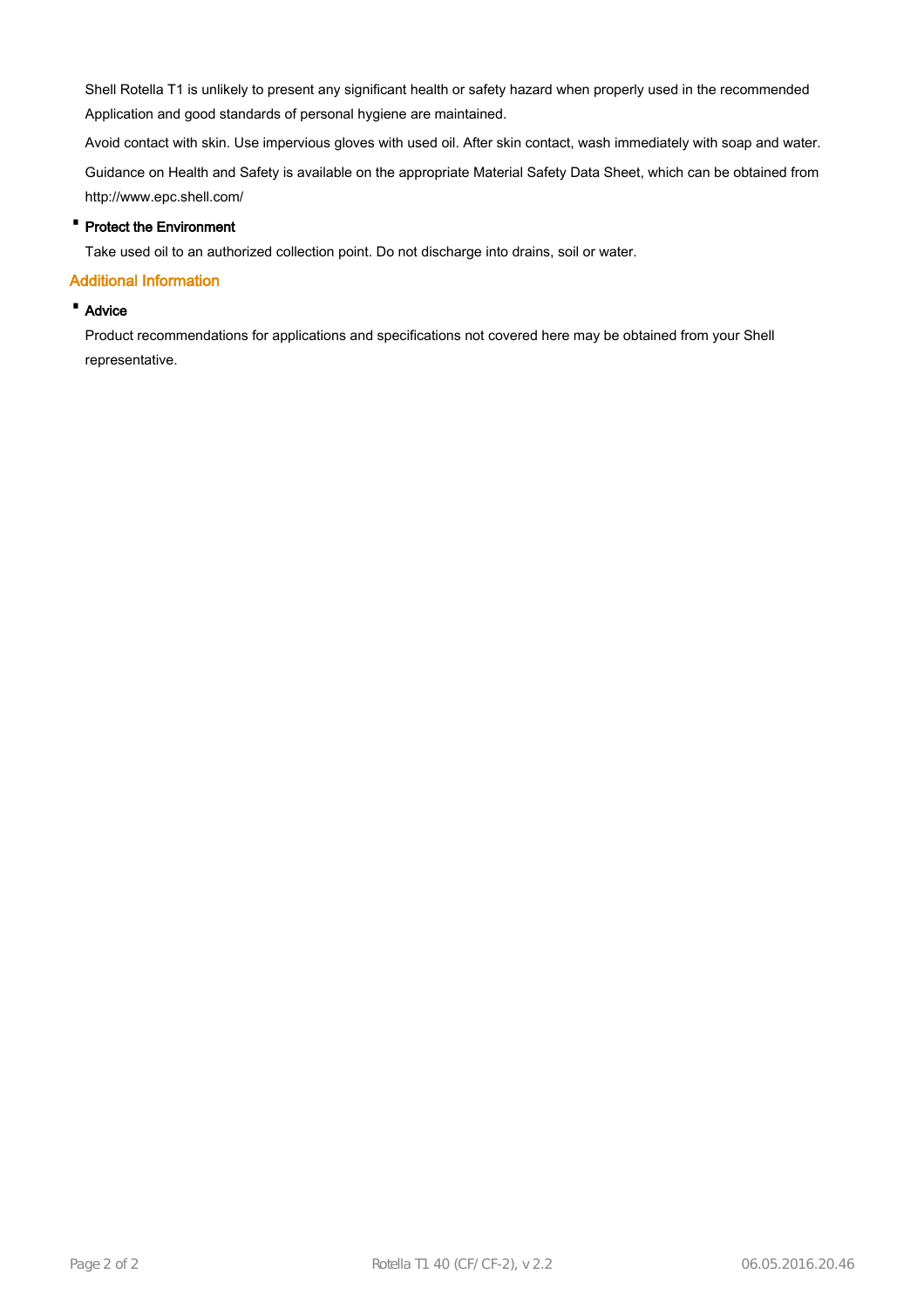Shell Rotella T1 is unlikely to present any significant health or safety hazard when properly used in the recommended Application and good standards of personal hygiene are maintained.

Avoid contact with skin. Use impervious gloves with used oil. After skin contact, wash immediately with soap and water.

Guidance on Health and Safety is available on the appropriate Material Safety Data Sheet, which can be obtained from http://www.epc.shell.com/

- **Protect the Environment**

Take used oil to an authorized collection point. Do not discharge into drains, soil or water.

## Additional Information

- **Advice**

Product recommendations for applications and specifications not covered here may be obtained from your Shell representative.